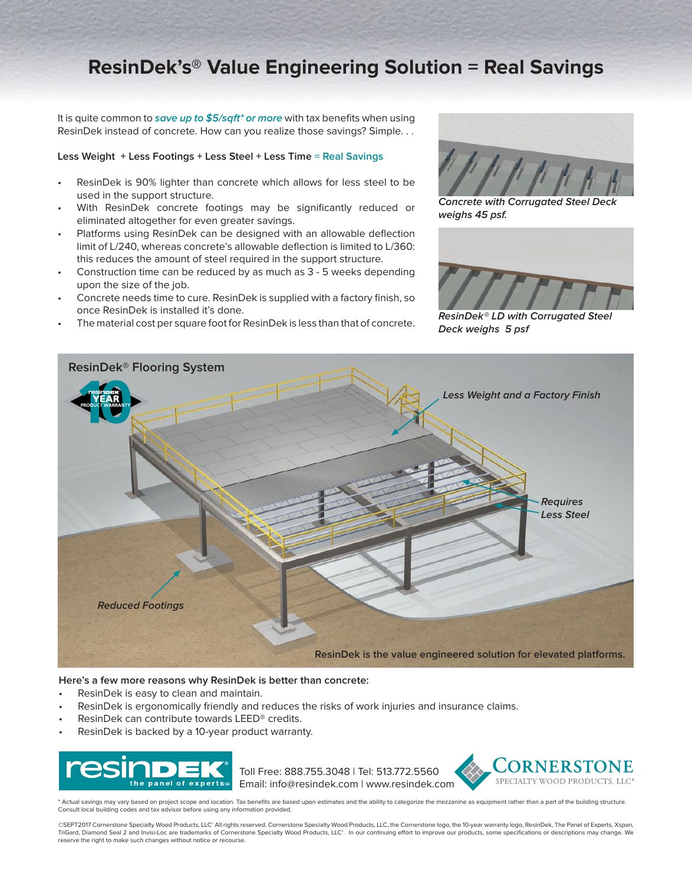# ResinDek's® Value Engineering Solution = Real Savings

It is quite common to ***save up to $5/sqft\* or more*** with tax benefits when using ResinDek instead of concrete. How can you realize those savings? Simple. . .

**Less Weight + Less Footings + Less Steel + Less Time = Real Savings**

- ResinDek is 90% lighter than concrete which allows for less steel to be used in the support structure.
- With ResinDek concrete footings may be significantly reduced or eliminated altogether for even greater savings.
- Platforms using ResinDek can be designed with an allowable deflection limit of L/240, whereas concrete's allowable deflection is limited to L/360: this reduces the amount of steel required in the support structure.
- Construction time can be reduced by as much as 3 - 5 weeks depending upon the size of the job.
- Concrete needs time to cure. ResinDek is supplied with a factory finish, so once ResinDek is installed it's done.
- The material cost per square foot for ResinDek is less than that of concrete.

*Concrete with Corrugated Steel Deck weighs 45 psf.*

*ResinDek® LD with Corrugated Steel Deck weighs 5 psf*

## ResinDek® Flooring System

10 YEAR PRODUCT WARRANTY

*Less Weight and a Factory Finish*

*Requires Less Steel*

*Reduced Footings*

**ResinDek is the value engineered solution for elevated platforms.**

**Here's a few more reasons why ResinDek is better than concrete:**

- ResinDek is easy to clean and maintain.
- ResinDek is ergonomically friendly and reduces the risks of work injuries and insurance claims.
- ResinDek can contribute towards LEED® credits.
- ResinDek is backed by a 10-year product warranty.

resinDEK® the panel of experts℠

Toll Free: 888.755.3048 | Tel: 513.772.5560
Email: info@resindek.com | www.resindek.com

CORNERSTONE SPECIALTY WOOD PRODUCTS, LLC®

\* Actual savings may vary based on project scope and location. Tax benefits are based upon estimates and the ability to categorize the mezzanine as equipment rather than a part of the building structure. Consult local building codes and tax advisor before using any information provided.

©SEPT2017 Cornerstone Specialty Wood Products, LLC® All rights reserved. Cornerstone Specialty Wood Products, LLC, the Cornerstone logo, the 10-year warranty logo, ResinDek, The Panel of Experts, Xspan, TriGard, Diamond Seal 2 and Invisi-Loc are trademarks of Cornerstone Specialty Wood Products, LLC®. In our continuing effort to improve our products, some specifications or descriptions may change. We reserve the right to make such changes without notice or recourse.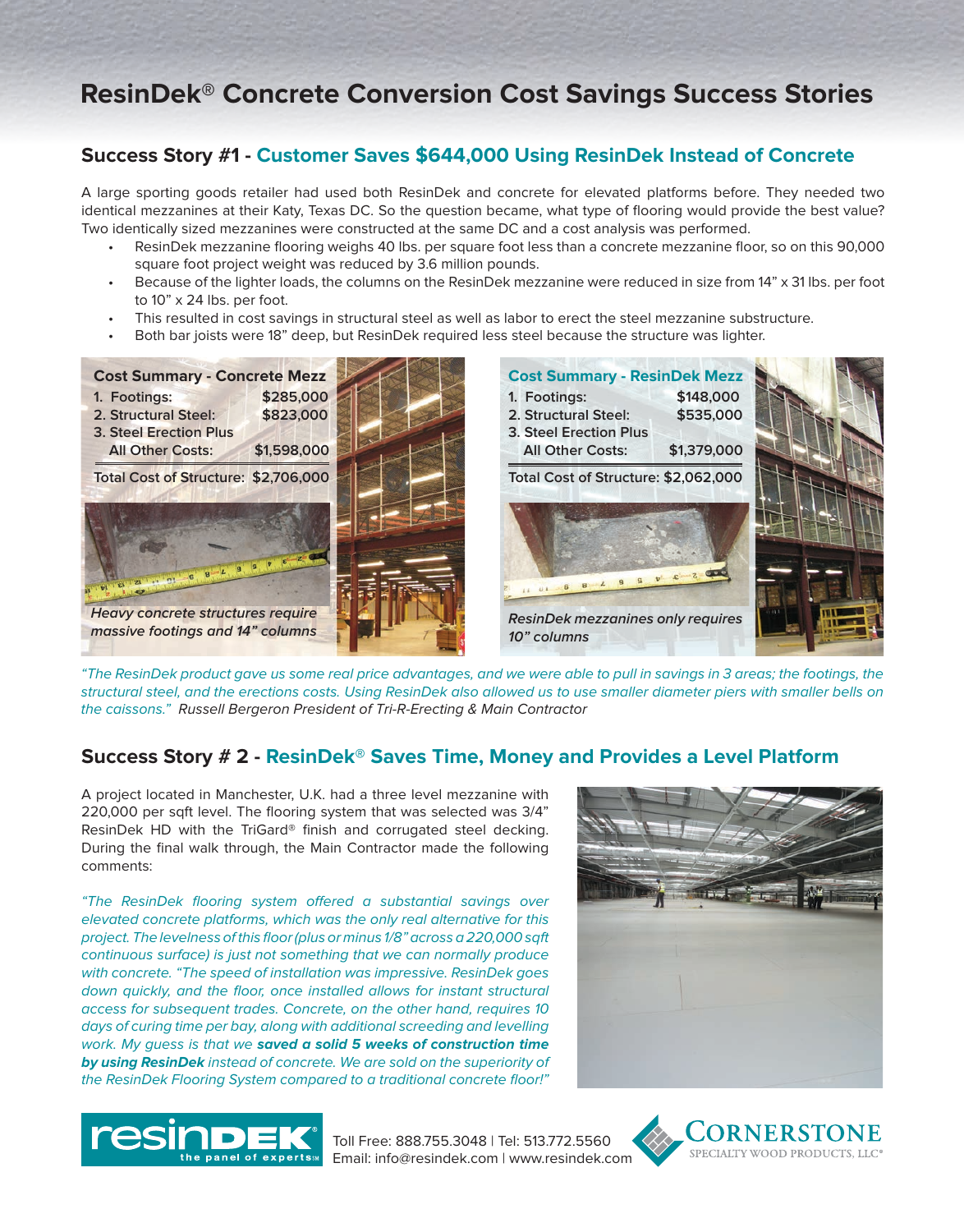# ResinDek® Concrete Conversion Cost Savings Success Stories

## Success Story #1 - Customer Saves $644,000 Using ResinDek Instead of Concrete

A large sporting goods retailer had used both ResinDek and concrete for elevated platforms before. They needed two identical mezzanines at their Katy, Texas DC. So the question became, what type of flooring would provide the best value? Two identically sized mezzanines were constructed at the same DC and a cost analysis was performed.

- ResinDek mezzanine flooring weighs 40 lbs. per square foot less than a concrete mezzanine floor, so on this 90,000 square foot project weight was reduced by 3.6 million pounds.
- Because of the lighter loads, the columns on the ResinDek mezzanine were reduced in size from 14" x 31 lbs. per foot to 10" x 24 lbs. per foot.
- This resulted in cost savings in structural steel as well as labor to erect the steel mezzanine substructure.
- Both bar joists were 18" deep, but ResinDek required less steel because the structure was lighter.

**Cost Summary - Concrete Mezz**

| | |
|---|---|
| 1. Footings: | $285,000 |
| 2. Structural Steel: | $823,000 |
| 3. Steel Erection Plus All Other Costs: | $1,598,000 |
| Total Cost of Structure: | $2,706,000 |

*Heavy concrete structures require massive footings and 14" columns*

**Cost Summary - ResinDek Mezz**

| | |
|---|---|
| 1. Footings: | $148,000 |
| 2. Structural Steel: | $535,000 |
| 3. Steel Erection Plus All Other Costs: | $1,379,000 |
| Total Cost of Structure: | $2,062,000 |

*ResinDek mezzanines only requires 10" columns*

*"The ResinDek product gave us some real price advantages, and we were able to pull in savings in 3 areas; the footings, the structural steel, and the erections costs. Using ResinDek also allowed us to use smaller diameter piers with smaller bells on the caissons."* Russell Bergeron President of Tri-R-Erecting & Main Contractor

## Success Story # 2 - ResinDek® Saves Time, Money and Provides a Level Platform

A project located in Manchester, U.K. had a three level mezzanine with 220,000 per sqft level. The flooring system that was selected was 3/4" ResinDek HD with the TriGard® finish and corrugated steel decking. During the final walk through, the Main Contractor made the following comments:

*"The ResinDek flooring system offered a substantial savings over elevated concrete platforms, which was the only real alternative for this project. The levelness of this floor (plus or minus 1/8" across a 220,000 sqft continuous surface) is just not something that we can normally produce with concrete. "The speed of installation was impressive. ResinDek goes down quickly, and the floor, once installed allows for instant structural access for subsequent trades. Concrete, on the other hand, requires 10 days of curing time per bay, along with additional screeding and levelling work. My guess is that we **saved a solid 5 weeks of construction time by using ResinDek** instead of concrete. We are sold on the superiority of the ResinDek Flooring System compared to a traditional concrete floor!"*

resinDEK – the panel of experts℠

Toll Free: 888.755.3048 | Tel: 513.772.5560
Email: info@resindek.com | www.resindek.com

CORNERSTONE SPECIALTY WOOD PRODUCTS, LLC®